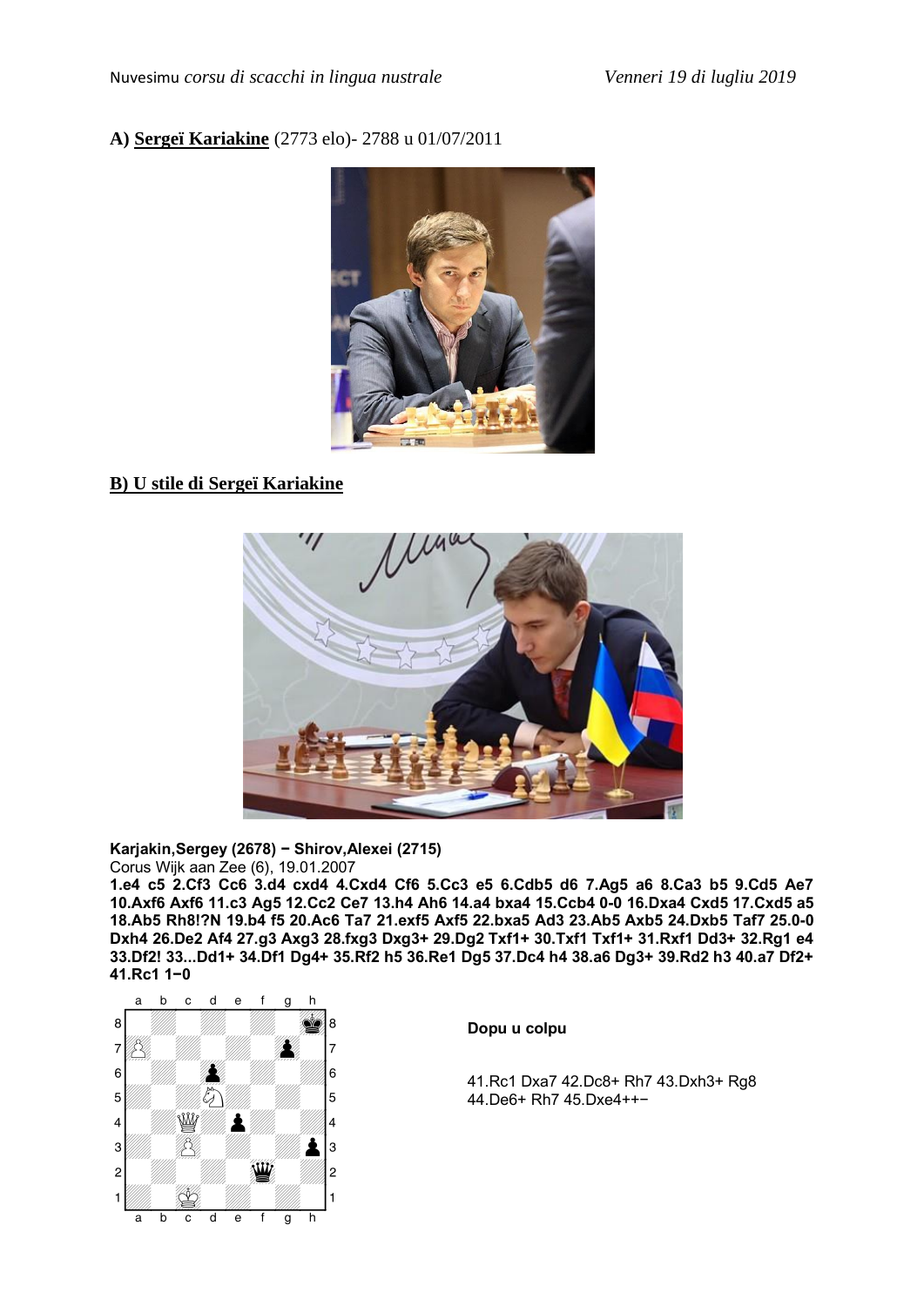## A) **Sergeï Kariakine** (2773 elo)- 2788 u 01/07/2011

## B) U stile di Sergeï Kariakine

**Karjakin,Sergey (2678) − Shirov,Alexei (2715)**
Corus Wijk aan Zee (6), 19.01.2007
**1.e4 c5 2.Cf3 Cc6 3.d4 cxd4 4.Cxd4 Cf6 5.Cc3 e5 6.Cdb5 d6 7.Ag5 a6 8.Ca3 b5 9.Cd5 Ae7 10.Axf6 Axf6 11.c3 Ag5 12.Cc2 Ce7 13.h4 Ah6 14.a4 bxa4 15.Ccb4 0-0 16.Dxa4 Cxd5 17.Cxd5 a5 18.Ab5 Rh8!?N 19.b4 f5 20.Ac6 Ta7 21.exf5 Axf5 22.bxa5 Ad3 23.Ab5 Axb5 24.Dxb5 Taf7 25.0-0 Dxh4 26.De2 Af4 27.g3 Axg3 28.fxg3 Dxg3+ 29.Dg2 Txf1+ 30.Txf1 Txf1+ 31.Rxf1 Dd3+ 32.Rg1 e4 33.Df2! 33...Dd1+ 34.Df1 Dg4+ 35.Rf2 h5 36.Re1 Dg5 37.Dc4 h4 38.a6 Dg3+ 39.Rd2 h3 40.a7 Df2+ 41.Rc1 1−0**

**Dopu u colpu**

41.Rc1 Dxa7 42.Dc8+ Rh7 43.Dxh3+ Rg8 44.De6+ Rh7 45.Dxe4++−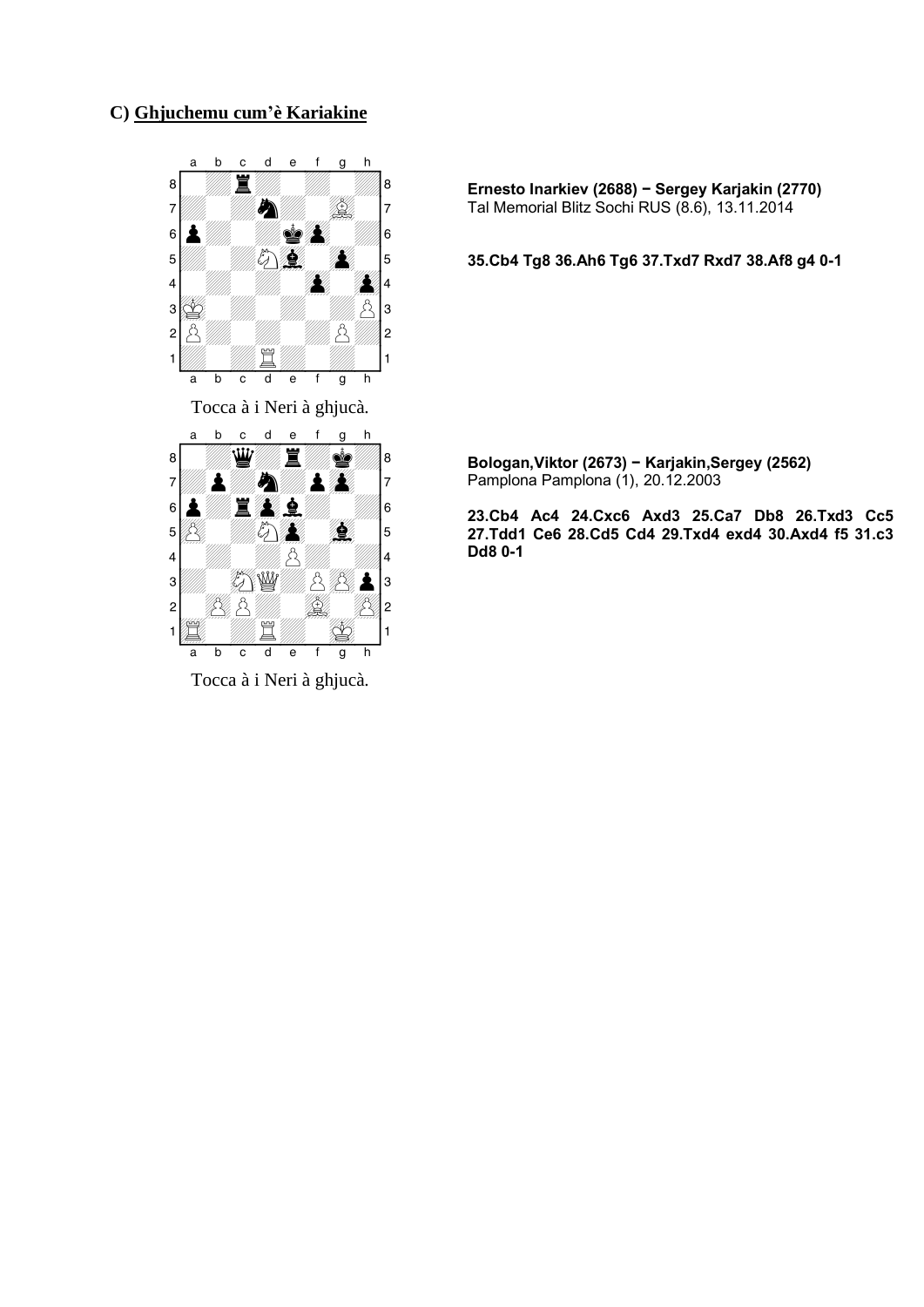### C) Ghjuchemu cum'è Kariakine

Tocca à i Neri à ghjucà.

**Ernesto Inarkiev (2688) − Sergey Karjakin (2770)**
Tal Memorial Blitz Sochi RUS (8.6), 13.11.2014

**35.Cb4 Tg8 36.Ah6 Tg6 37.Txd7 Rxd7 38.Af8 g4 0-1**

Tocca à i Neri à ghjucà.

**Bologan,Viktor (2673) − Karjakin,Sergey (2562)**
Pamplona Pamplona (1), 20.12.2003

**23.Cb4 Ac4 24.Cxc6 Axd3 25.Ca7 Db8 26.Txd3 Cc5 27.Tdd1 Ce6 28.Cd5 Cd4 29.Txd4 exd4 30.Axd4 f5 31.c3 Dd8 0-1**